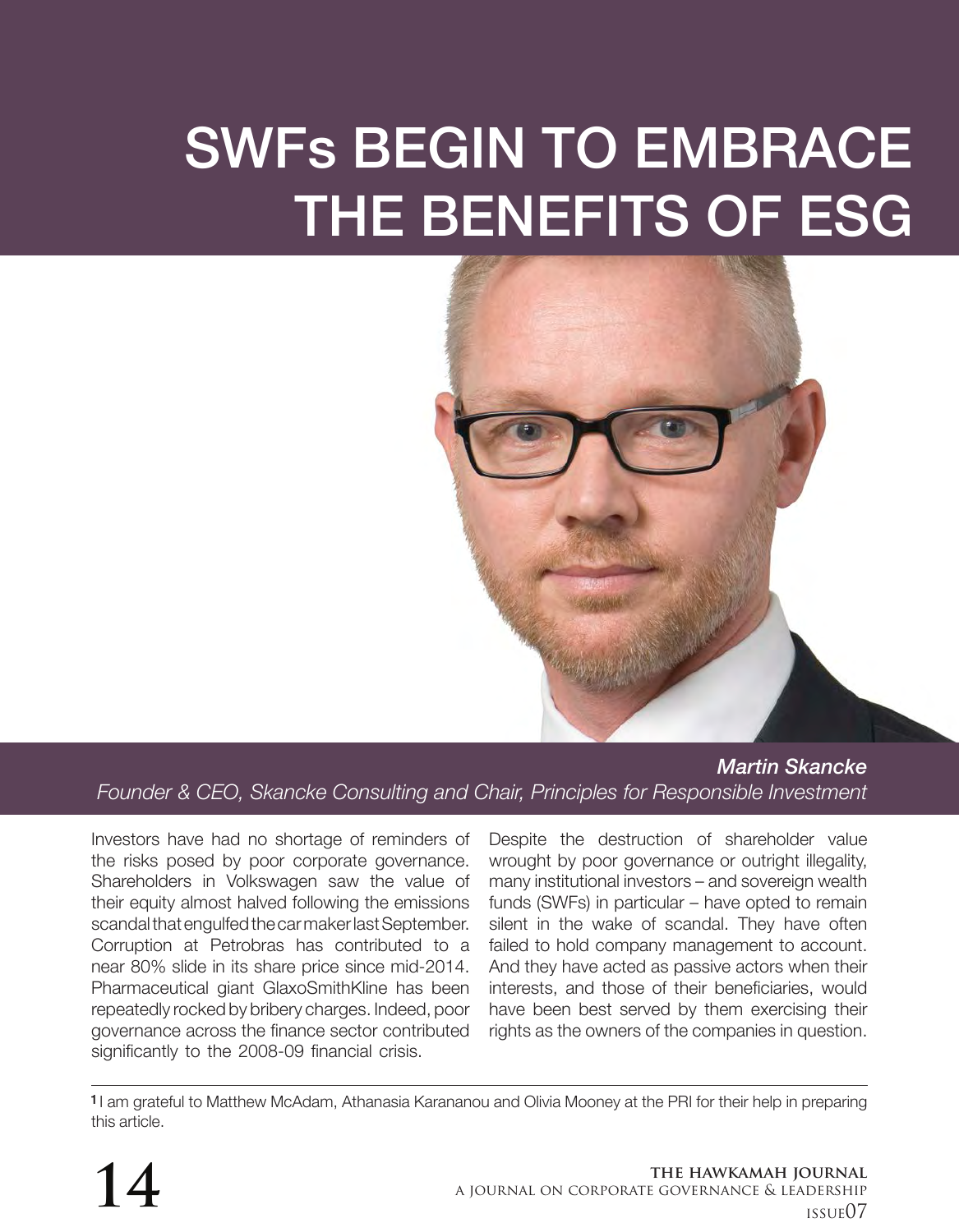# SWFs BEGIN TO EMBRACE THE BENEFITS OF ESG

***Martin Skancke***

*Founder & CEO, Skancke Consulting and Chair, Principles for Responsible Investment*

Investors have had no shortage of reminders of the risks posed by poor corporate governance. Shareholders in Volkswagen saw the value of their equity almost halved following the emissions scandal that engulfed the carmaker last September. Corruption at Petrobras has contributed to a near 80% slide in its share price since mid-2014. Pharmaceutical giant GlaxoSmithKline has been repeatedly rocked by bribery charges. Indeed, poor governance across the finance sector contributed significantly to the 2008-09 financial crisis.

Despite the destruction of shareholder value wrought by poor governance or outright illegality, many institutional investors – and sovereign wealth funds (SWFs) in particular – have opted to remain silent in the wake of scandal. They have often failed to hold company management to account. And they have acted as passive actors when their interests, and those of their beneficiaries, would have been best served by them exercising their rights as the owners of the companies in question.

---

[1] I am grateful to Matthew McAdam, Athanasia Karananou and Olivia Mooney at the PRI for their help in preparing this article.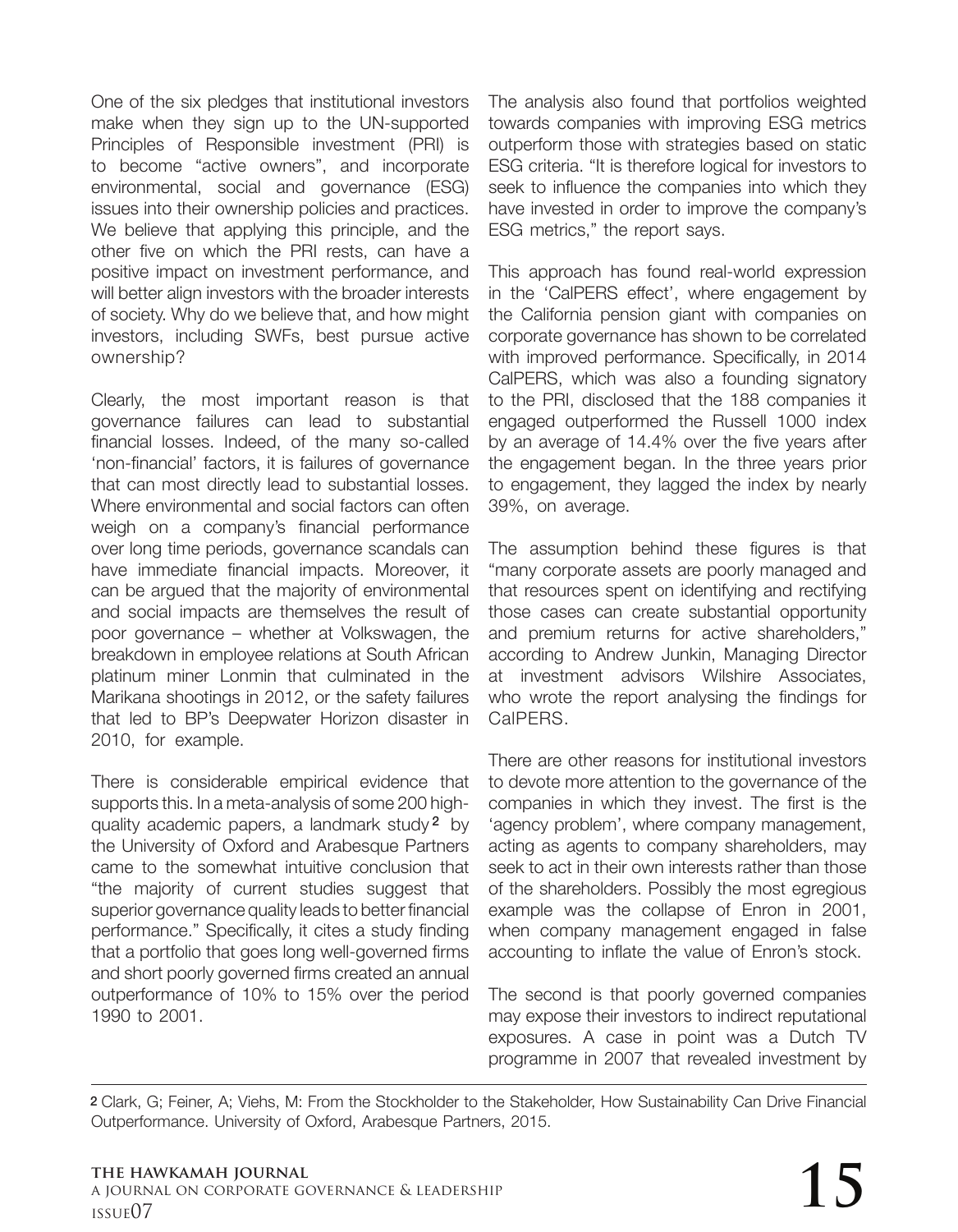One of the six pledges that institutional investors make when they sign up to the UN-supported Principles of Responsible investment (PRI) is to become "active owners", and incorporate environmental, social and governance (ESG) issues into their ownership policies and practices. We believe that applying this principle, and the other five on which the PRI rests, can have a positive impact on investment performance, and will better align investors with the broader interests of society. Why do we believe that, and how might investors, including SWFs, best pursue active ownership?

Clearly, the most important reason is that governance failures can lead to substantial financial losses. Indeed, of the many so-called 'non-financial' factors, it is failures of governance that can most directly lead to substantial losses. Where environmental and social factors can often weigh on a company's financial performance over long time periods, governance scandals can have immediate financial impacts. Moreover, it can be argued that the majority of environmental and social impacts are themselves the result of poor governance – whether at Volkswagen, the breakdown in employee relations at South African platinum miner Lonmin that culminated in the Marikana shootings in 2012, or the safety failures that led to BP's Deepwater Horizon disaster in 2010, for example.

There is considerable empirical evidence that supports this. In a meta-analysis of some 200 high-quality academic papers, a landmark study[2] by the University of Oxford and Arabesque Partners came to the somewhat intuitive conclusion that "the majority of current studies suggest that superior governance quality leads to better financial performance." Specifically, it cites a study finding that a portfolio that goes long well-governed firms and short poorly governed firms created an annual outperformance of 10% to 15% over the period 1990 to 2001.

The analysis also found that portfolios weighted towards companies with improving ESG metrics outperform those with strategies based on static ESG criteria. "It is therefore logical for investors to seek to influence the companies into which they have invested in order to improve the company's ESG metrics," the report says.

This approach has found real-world expression in the 'CalPERS effect', where engagement by the California pension giant with companies on corporate governance has shown to be correlated with improved performance. Specifically, in 2014 CalPERS, which was also a founding signatory to the PRI, disclosed that the 188 companies it engaged outperformed the Russell 1000 index by an average of 14.4% over the five years after the engagement began. In the three years prior to engagement, they lagged the index by nearly 39%, on average.

The assumption behind these figures is that "many corporate assets are poorly managed and that resources spent on identifying and rectifying those cases can create substantial opportunity and premium returns for active shareholders," according to Andrew Junkin, Managing Director at investment advisors Wilshire Associates, who wrote the report analysing the findings for CalPERS.

There are other reasons for institutional investors to devote more attention to the governance of the companies in which they invest. The first is the 'agency problem', where company management, acting as agents to company shareholders, may seek to act in their own interests rather than those of the shareholders. Possibly the most egregious example was the collapse of Enron in 2001, when company management engaged in false accounting to inflate the value of Enron's stock.

The second is that poorly governed companies may expose their investors to indirect reputational exposures. A case in point was a Dutch TV programme in 2007 that revealed investment by

[2] Clark, G; Feiner, A; Viehs, M: From the Stockholder to the Stakeholder, How Sustainability Can Drive Financial Outperformance. University of Oxford, Arabesque Partners, 2015.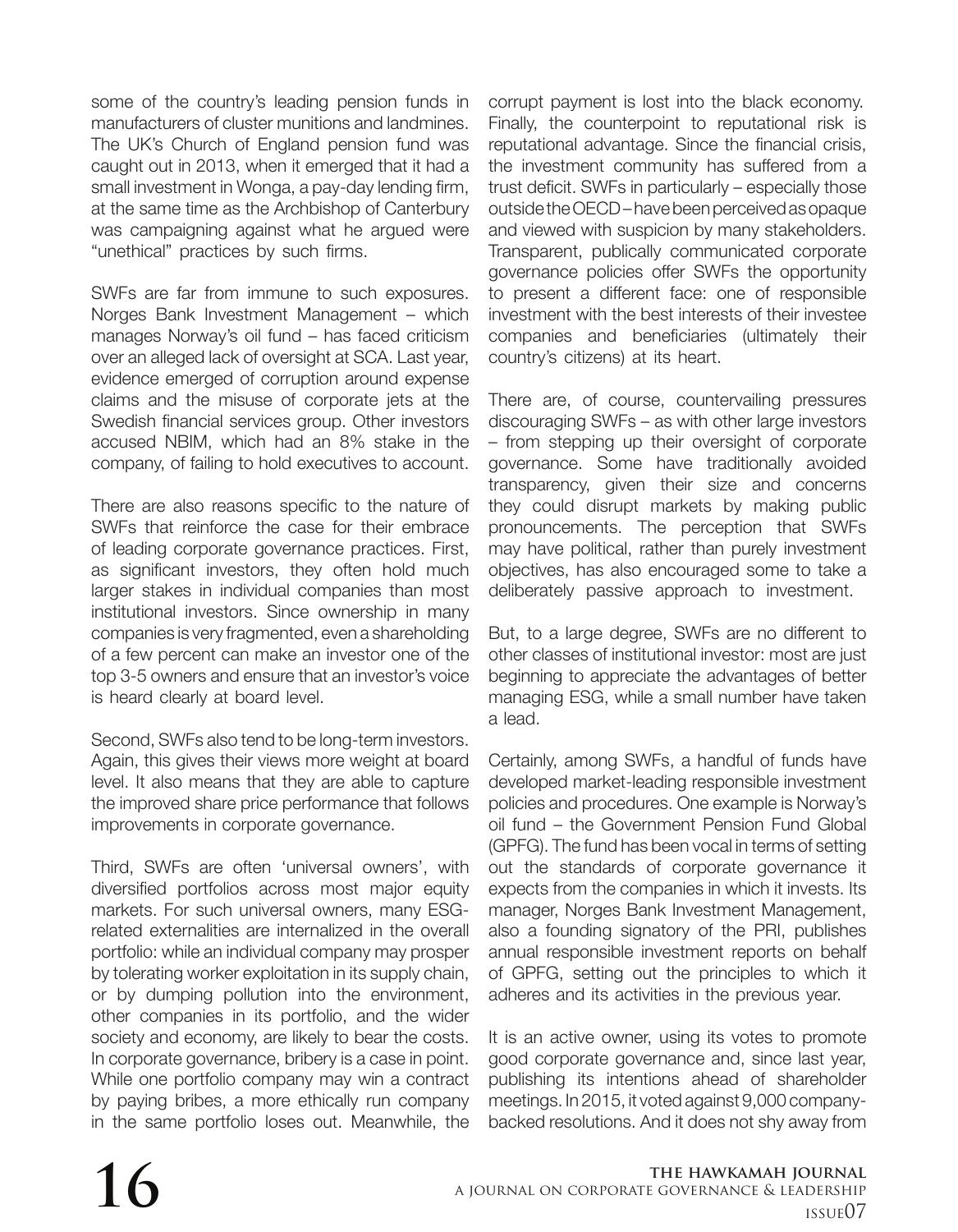some of the country's leading pension funds in manufacturers of cluster munitions and landmines. The UK's Church of England pension fund was caught out in 2013, when it emerged that it had a small investment in Wonga, a pay-day lending firm, at the same time as the Archbishop of Canterbury was campaigning against what he argued were "unethical" practices by such firms.

SWFs are far from immune to such exposures. Norges Bank Investment Management – which manages Norway's oil fund – has faced criticism over an alleged lack of oversight at SCA. Last year, evidence emerged of corruption around expense claims and the misuse of corporate jets at the Swedish financial services group. Other investors accused NBIM, which had an 8% stake in the company, of failing to hold executives to account.

There are also reasons specific to the nature of SWFs that reinforce the case for their embrace of leading corporate governance practices. First, as significant investors, they often hold much larger stakes in individual companies than most institutional investors. Since ownership in many companies is very fragmented, even a shareholding of a few percent can make an investor one of the top 3-5 owners and ensure that an investor's voice is heard clearly at board level.

Second, SWFs also tend to be long-term investors. Again, this gives their views more weight at board level. It also means that they are able to capture the improved share price performance that follows improvements in corporate governance.

Third, SWFs are often 'universal owners', with diversified portfolios across most major equity markets. For such universal owners, many ESG-related externalities are internalized in the overall portfolio: while an individual company may prosper by tolerating worker exploitation in its supply chain, or by dumping pollution into the environment, other companies in its portfolio, and the wider society and economy, are likely to bear the costs. In corporate governance, bribery is a case in point. While one portfolio company may win a contract by paying bribes, a more ethically run company in the same portfolio loses out. Meanwhile, the corrupt payment is lost into the black economy. Finally, the counterpoint to reputational risk is reputational advantage. Since the financial crisis, the investment community has suffered from a trust deficit. SWFs in particularly – especially those outside the OECD – have been perceived as opaque and viewed with suspicion by many stakeholders. Transparent, publically communicated corporate governance policies offer SWFs the opportunity to present a different face: one of responsible investment with the best interests of their investee companies and beneficiaries (ultimately their country's citizens) at its heart.

There are, of course, countervailing pressures discouraging SWFs – as with other large investors – from stepping up their oversight of corporate governance. Some have traditionally avoided transparency, given their size and concerns they could disrupt markets by making public pronouncements. The perception that SWFs may have political, rather than purely investment objectives, has also encouraged some to take a deliberately passive approach to investment.

But, to a large degree, SWFs are no different to other classes of institutional investor: most are just beginning to appreciate the advantages of better managing ESG, while a small number have taken a lead.

Certainly, among SWFs, a handful of funds have developed market-leading responsible investment policies and procedures. One example is Norway's oil fund – the Government Pension Fund Global (GPFG). The fund has been vocal in terms of setting out the standards of corporate governance it expects from the companies in which it invests. Its manager, Norges Bank Investment Management, also a founding signatory of the PRI, publishes annual responsible investment reports on behalf of GPFG, setting out the principles to which it adheres and its activities in the previous year.

It is an active owner, using its votes to promote good corporate governance and, since last year, publishing its intentions ahead of shareholder meetings. In 2015, it voted against 9,000 company-backed resolutions. And it does not shy away from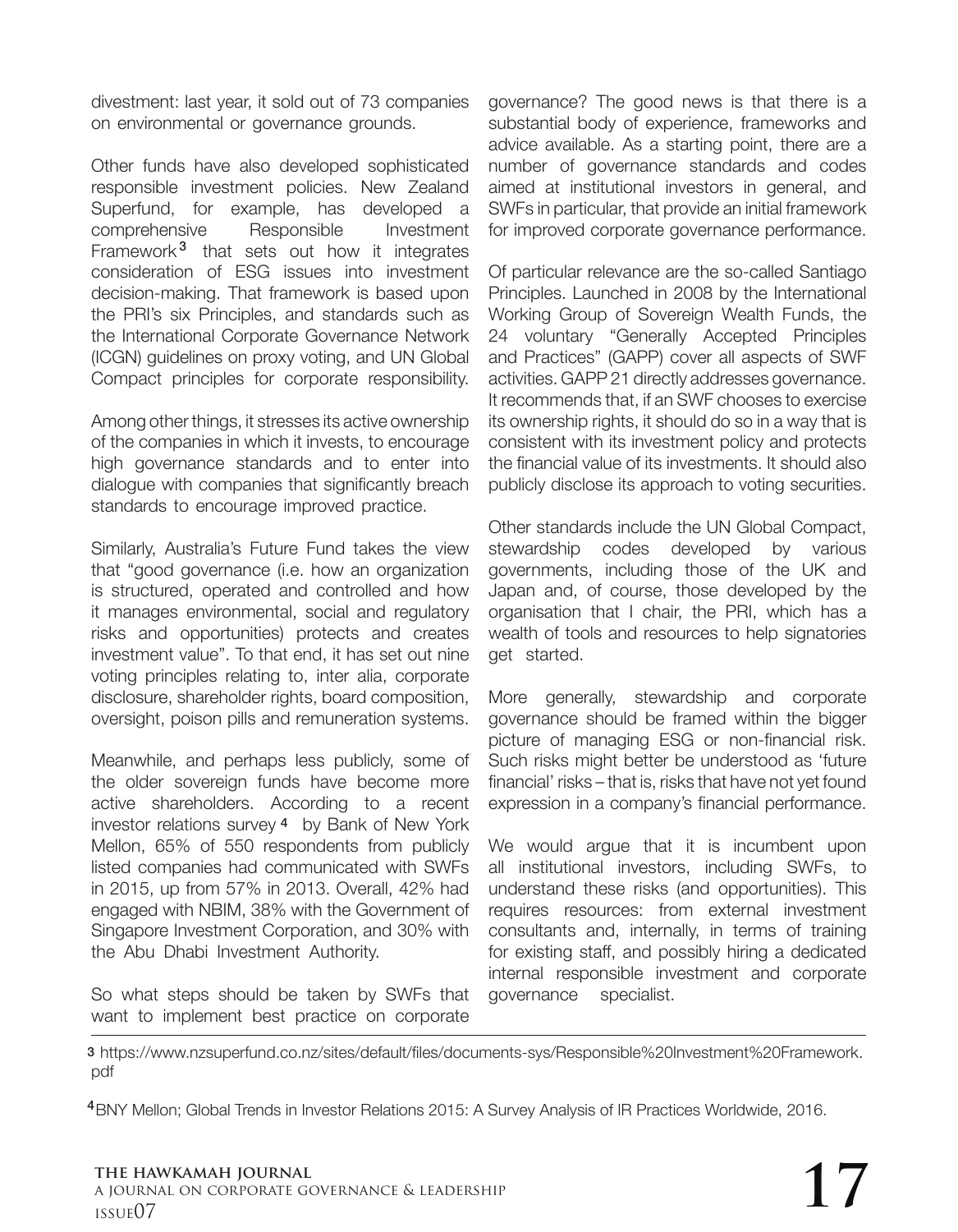divestment: last year, it sold out of 73 companies on environmental or governance grounds.

Other funds have also developed sophisticated responsible investment policies. New Zealand Superfund, for example, has developed a comprehensive Responsible Investment Framework[3] that sets out how it integrates consideration of ESG issues into investment decision-making. That framework is based upon the PRI's six Principles, and standards such as the International Corporate Governance Network (ICGN) guidelines on proxy voting, and UN Global Compact principles for corporate responsibility.

Among other things, it stresses its active ownership of the companies in which it invests, to encourage high governance standards and to enter into dialogue with companies that significantly breach standards to encourage improved practice.

Similarly, Australia's Future Fund takes the view that "good governance (i.e. how an organization is structured, operated and controlled and how it manages environmental, social and regulatory risks and opportunities) protects and creates investment value". To that end, it has set out nine voting principles relating to, inter alia, corporate disclosure, shareholder rights, board composition, oversight, poison pills and remuneration systems.

Meanwhile, and perhaps less publicly, some of the older sovereign funds have become more active shareholders. According to a recent investor relations survey[4] by Bank of New York Mellon, 65% of 550 respondents from publicly listed companies had communicated with SWFs in 2015, up from 57% in 2013. Overall, 42% had engaged with NBIM, 38% with the Government of Singapore Investment Corporation, and 30% with the Abu Dhabi Investment Authority.

So what steps should be taken by SWFs that want to implement best practice on corporate governance? The good news is that there is a substantial body of experience, frameworks and advice available. As a starting point, there are a number of governance standards and codes aimed at institutional investors in general, and SWFs in particular, that provide an initial framework for improved corporate governance performance.

Of particular relevance are the so-called Santiago Principles. Launched in 2008 by the International Working Group of Sovereign Wealth Funds, the 24 voluntary "Generally Accepted Principles and Practices" (GAPP) cover all aspects of SWF activities. GAPP 21 directly addresses governance. It recommends that, if an SWF chooses to exercise its ownership rights, it should do so in a way that is consistent with its investment policy and protects the financial value of its investments. It should also publicly disclose its approach to voting securities.

Other standards include the UN Global Compact, stewardship codes developed by various governments, including those of the UK and Japan and, of course, those developed by the organisation that I chair, the PRI, which has a wealth of tools and resources to help signatories get started.

More generally, stewardship and corporate governance should be framed within the bigger picture of managing ESG or non-financial risk. Such risks might better be understood as 'future financial' risks – that is, risks that have not yet found expression in a company's financial performance.

We would argue that it is incumbent upon all institutional investors, including SWFs, to understand these risks (and opportunities). This requires resources: from external investment consultants and, internally, in terms of training for existing staff, and possibly hiring a dedicated internal responsible investment and corporate governance specialist.

---

[3] https://www.nzsuperfund.co.nz/sites/default/files/documents-sys/Responsible%20Investment%20Framework.pdf

[4] BNY Mellon; Global Trends in Investor Relations 2015: A Survey Analysis of IR Practices Worldwide, 2016.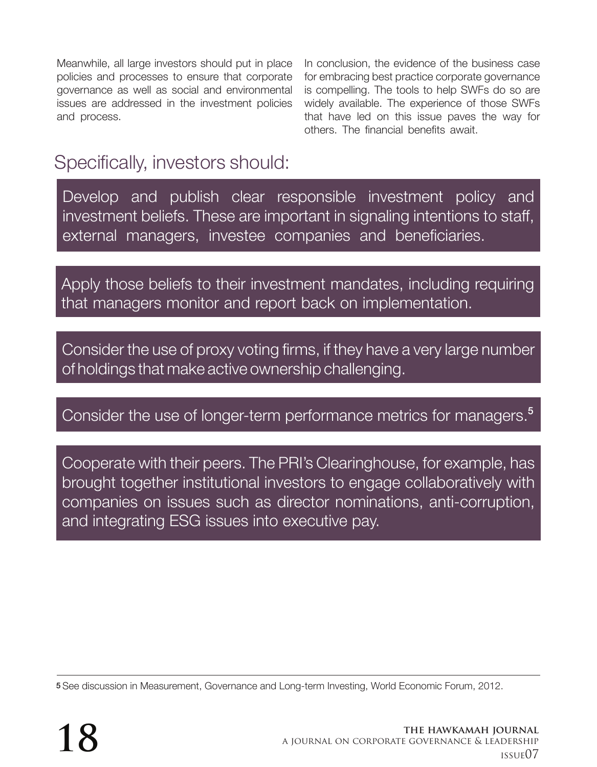Meanwhile, all large investors should put in place policies and processes to ensure that corporate governance as well as social and environmental issues are addressed in the investment policies and process.

In conclusion, the evidence of the business case for embracing best practice corporate governance is compelling. The tools to help SWFs do so are widely available. The experience of those SWFs that have led on this issue paves the way for others. The financial benefits await.

## Specifically, investors should:

Develop and publish clear responsible investment policy and investment beliefs. These are important in signaling intentions to staff, external managers, investee companies and beneficiaries.

Apply those beliefs to their investment mandates, including requiring that managers monitor and report back on implementation.

Consider the use of proxy voting firms, if they have a very large number of holdings that make active ownership challenging.

Consider the use of longer-term performance metrics for managers.[5]

Cooperate with their peers. The PRI's Clearinghouse, for example, has brought together institutional investors to engage collaboratively with companies on issues such as director nominations, anti-corruption, and integrating ESG issues into executive pay.

---

5 See discussion in Measurement, Governance and Long-term Investing, World Economic Forum, 2012.